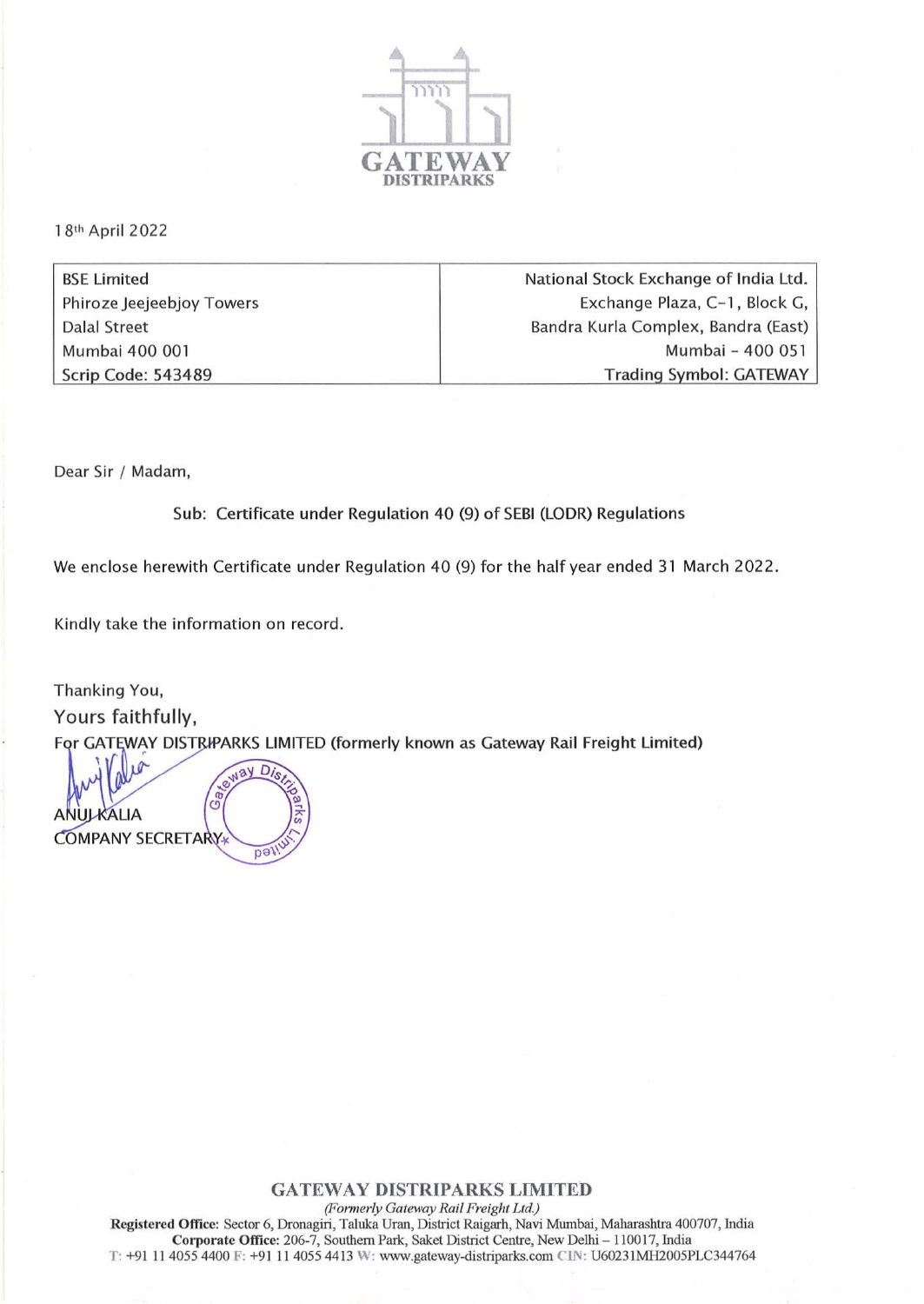GATEWAY DISTRIPARKS

18th April 2022

| BSE Limited<br>Phiroze Jeejeebjoy Towers<br>Dalal Street<br>Mumbai 400 001<br>Scrip Code: 543489 | National Stock Exchange of India Ltd.<br>Exchange Plaza, C-1, Block G,<br>Bandra Kurla Complex, Bandra (East)<br>Mumbai - 400 051<br>Trading Symbol: GATEWAY |
|---|---|

Dear Sir / Madam,

Sub: Certificate under Regulation 40 (9) of SEBI (LODR) Regulations

We enclose herewith Certificate under Regulation 40 (9) for the half year ended 31 March 2022.

Kindly take the information on record.

Thanking You,

Yours faithfully,

For GATEWAY DISTRIPARKS LIMITED (formerly known as Gateway Rail Freight Limited)

ANUJ KALIA
COMPANY SECRETARY

**GATEWAY DISTRIPARKS LIMITED**

*(Formerly Gateway Rail Freight Ltd.)*

**Registered Office:** Sector 6, Dronagiri, Taluka Uran, District Raigarh, Navi Mumbai, Maharashtra 400707, India
**Corporate Office:** 206-7, Southern Park, Saket District Centre, New Delhi – 110017, India
T: +91 11 4055 4400 F: +91 11 4055 4413 W: www.gateway-distriparks.com CIN: U60231MH2005PLC344764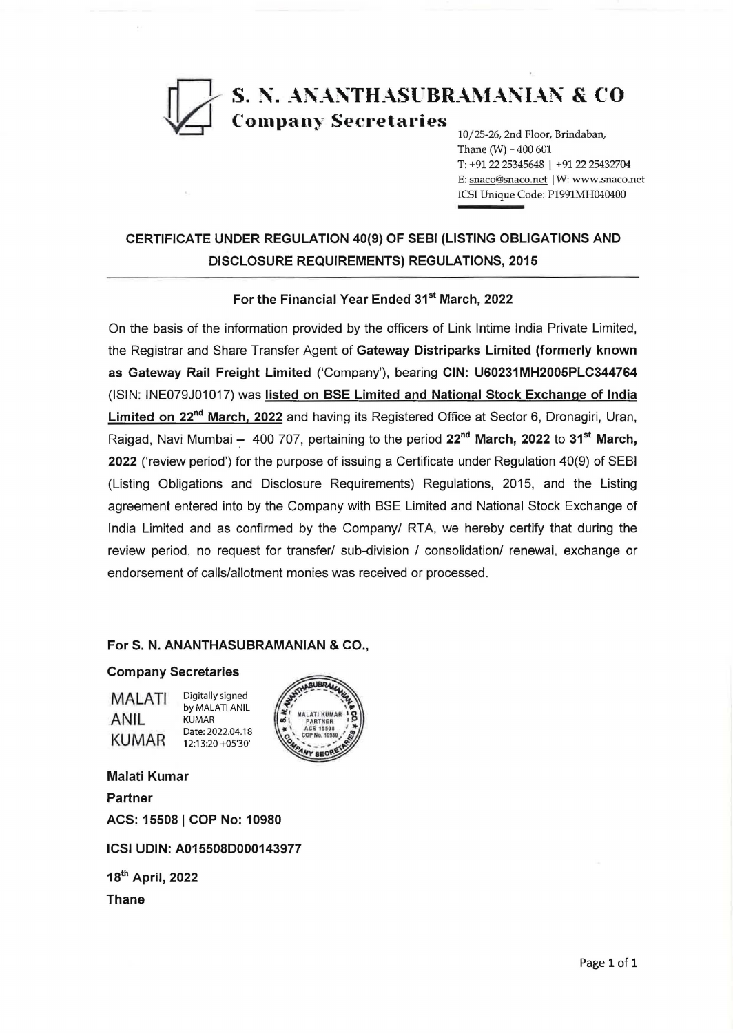# S. N. ANANTHASUBRAMANIAN & CO

**Company Secretaries**

10/25-26, 2nd Floor, Brindaban,
Thane (W) - 400 601
T: +91 22 25345648 | +91 22 25432704
E: snaco@snaco.net | W: www.snaco.net
ICSI Unique Code: P1991MH040400

## CERTIFICATE UNDER REGULATION 40(9) OF SEBI (LISTING OBLIGATIONS AND DISCLOSURE REQUIREMENTS) REGULATIONS, 2015

**For the Financial Year Ended 31st March, 2022**

On the basis of the information provided by the officers of Link Intime India Private Limited, the Registrar and Share Transfer Agent of **Gateway Distriparks Limited (formerly known as Gateway Rail Freight Limited** ('Company'), bearing **CIN: U60231MH2005PLC344764** (ISIN: INE079J01017) was **listed on BSE Limited and National Stock Exchange of India Limited on 22nd March, 2022** and having its Registered Office at Sector 6, Dronagiri, Uran, Raigad, Navi Mumbai – 400 707, pertaining to the period **22nd March, 2022** to **31st March, 2022** ('review period') for the purpose of issuing a Certificate under Regulation 40(9) of SEBI (Listing Obligations and Disclosure Requirements) Regulations, 2015, and the Listing agreement entered into by the Company with BSE Limited and National Stock Exchange of India Limited and as confirmed by the Company/ RTA, we hereby certify that during the review period, no request for transfer/ sub-division / consolidation/ renewal, exchange or endorsement of calls/allotment monies was received or processed.

**For S. N. ANANTHASUBRAMANIAN & CO.,**

**Company Secretaries**

MALATI ANIL KUMAR — Digitally signed by MALATI ANIL KUMAR Date: 2022.04.18 12:13:20 +05'30'

**Malati Kumar**

**Partner**

**ACS: 15508 | COP No: 10980**

**ICSI UDIN: A015508D000143977**

**18th April, 2022**

**Thane**